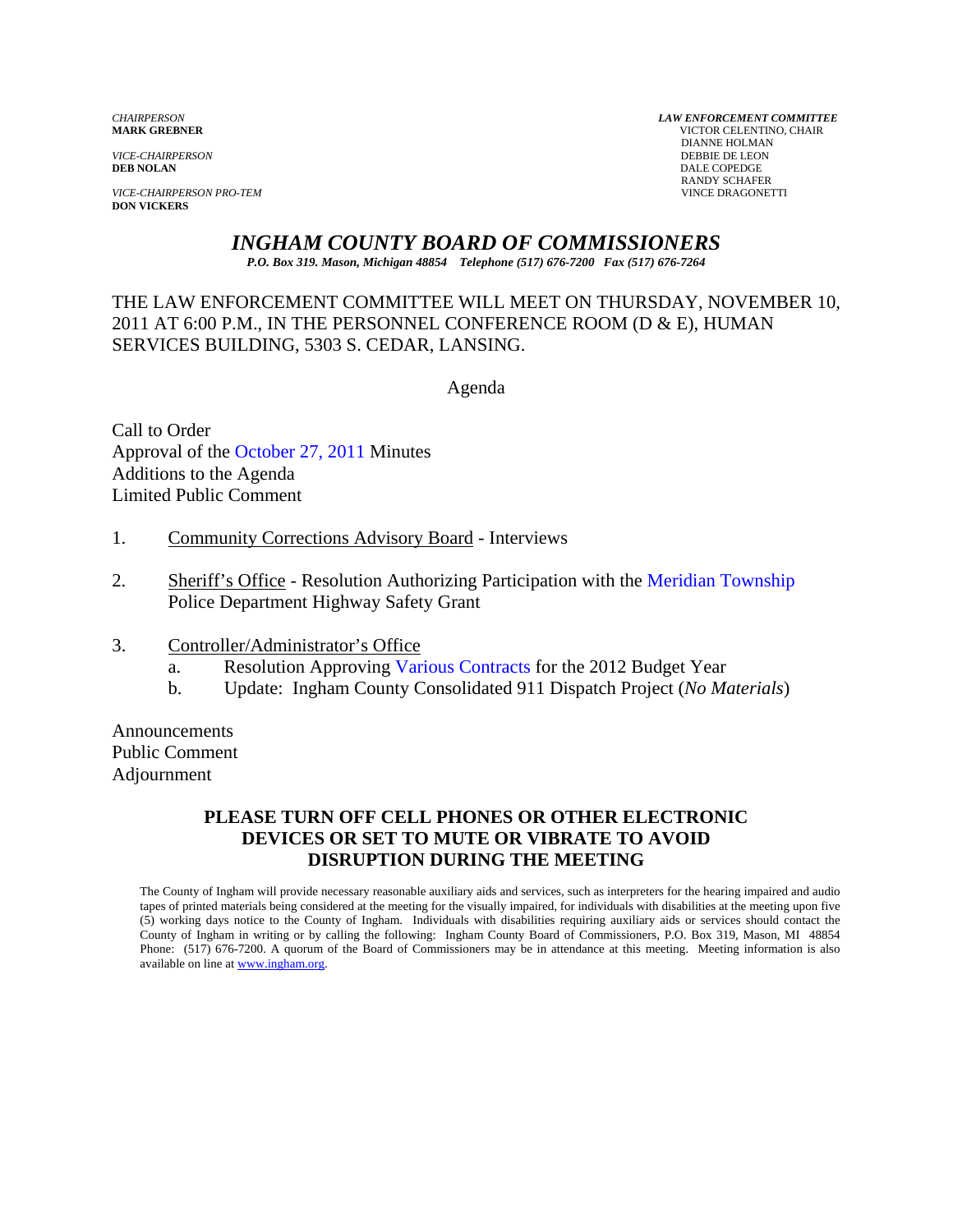*CHAIRPERSON*
**MARK GREBNER**

*VICE-CHAIRPERSON*
**DEB NOLAN**

*VICE-CHAIRPERSON PRO-TEM*
**DON VICKERS**

***LAW ENFORCEMENT COMMITTEE***
VICTOR CELENTINO, CHAIR
DIANNE HOLMAN
DEBBIE DE LEON
DALE COPEDGE
RANDY SCHAFER
VINCE DRAGONETTI

# *INGHAM COUNTY BOARD OF COMMISSIONERS*

***P.O. Box 319. Mason, Michigan 48854 Telephone (517) 676-7200 Fax (517) 676-7264***

THE LAW ENFORCEMENT COMMITTEE WILL MEET ON THURSDAY, NOVEMBER 10, 2011 AT 6:00 P.M., IN THE PERSONNEL CONFERENCE ROOM (D & E), HUMAN SERVICES BUILDING, 5303 S. CEDAR, LANSING.

Agenda

Call to Order
Approval of the October 27, 2011 Minutes
Additions to the Agenda
Limited Public Comment

1. Community Corrections Advisory Board - Interviews

2. Sheriff's Office - Resolution Authorizing Participation with the Meridian Township Police Department Highway Safety Grant

3. Controller/Administrator's Office
   a. Resolution Approving Various Contracts for the 2012 Budget Year
   b. Update: Ingham County Consolidated 911 Dispatch Project (*No Materials*)

Announcements
Public Comment
Adjournment

**PLEASE TURN OFF CELL PHONES OR OTHER ELECTRONIC DEVICES OR SET TO MUTE OR VIBRATE TO AVOID DISRUPTION DURING THE MEETING**

The County of Ingham will provide necessary reasonable auxiliary aids and services, such as interpreters for the hearing impaired and audio tapes of printed materials being considered at the meeting for the visually impaired, for individuals with disabilities at the meeting upon five (5) working days notice to the County of Ingham. Individuals with disabilities requiring auxiliary aids or services should contact the County of Ingham in writing or by calling the following: Ingham County Board of Commissioners, P.O. Box 319, Mason, MI 48854 Phone: (517) 676-7200. A quorum of the Board of Commissioners may be in attendance at this meeting. Meeting information is also available on line at www.ingham.org.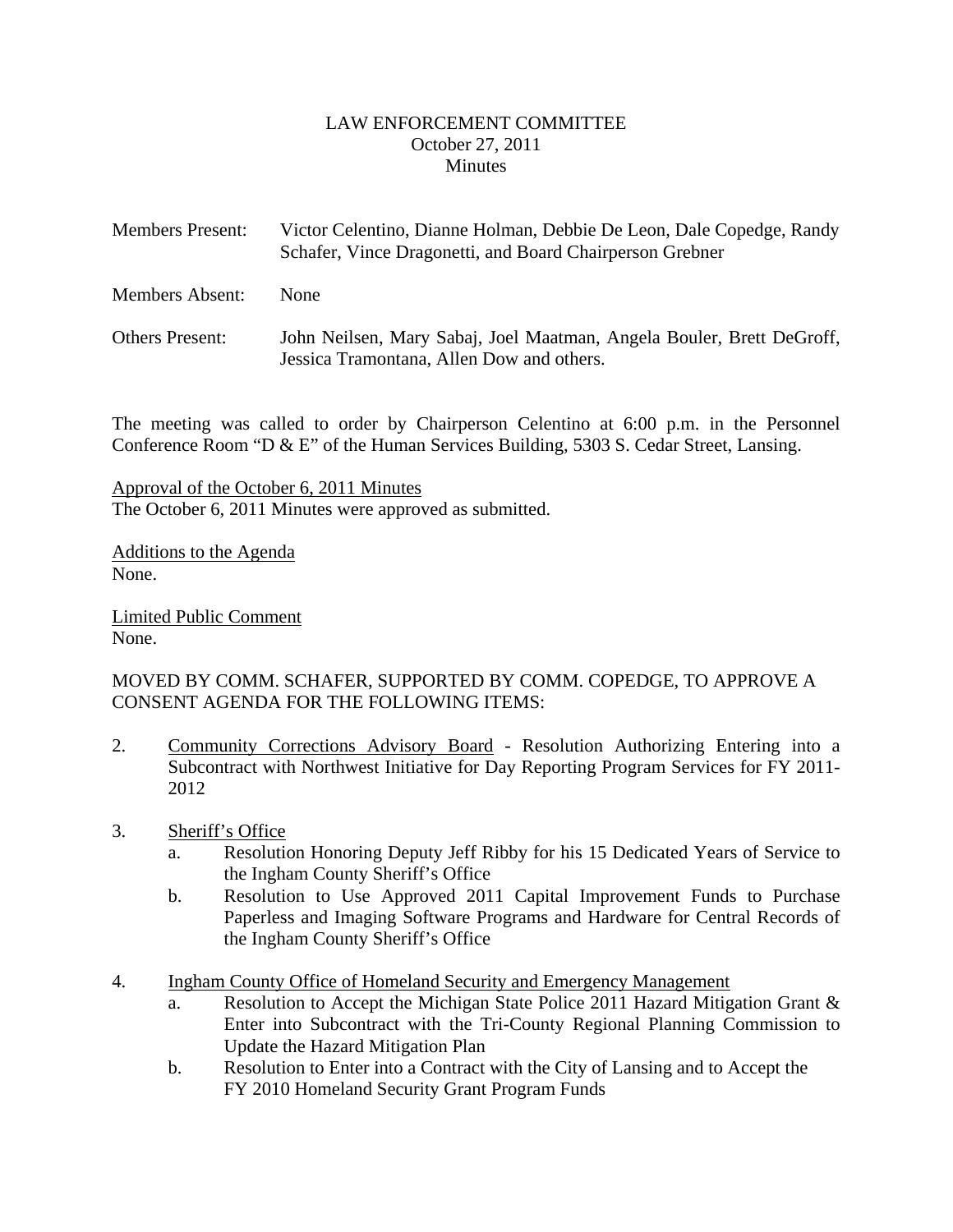LAW ENFORCEMENT COMMITTEE
October 27, 2011
Minutes

Members Present: Victor Celentino, Dianne Holman, Debbie De Leon, Dale Copedge, Randy Schafer, Vince Dragonetti, and Board Chairperson Grebner

Members Absent: None

Others Present: John Neilsen, Mary Sabaj, Joel Maatman, Angela Bouler, Brett DeGroff, Jessica Tramontana, Allen Dow and others.

The meeting was called to order by Chairperson Celentino at 6:00 p.m. in the Personnel Conference Room "D & E" of the Human Services Building, 5303 S. Cedar Street, Lansing.

Approval of the October 6, 2011 Minutes
The October 6, 2011 Minutes were approved as submitted.

Additions to the Agenda
None.

Limited Public Comment
None.

MOVED BY COMM. SCHAFER, SUPPORTED BY COMM. COPEDGE, TO APPROVE A CONSENT AGENDA FOR THE FOLLOWING ITEMS:

2. Community Corrections Advisory Board - Resolution Authorizing Entering into a Subcontract with Northwest Initiative for Day Reporting Program Services for FY 2011-2012

3. Sheriff's Office
   a. Resolution Honoring Deputy Jeff Ribby for his 15 Dedicated Years of Service to the Ingham County Sheriff's Office
   b. Resolution to Use Approved 2011 Capital Improvement Funds to Purchase Paperless and Imaging Software Programs and Hardware for Central Records of the Ingham County Sheriff's Office

4. Ingham County Office of Homeland Security and Emergency Management
   a. Resolution to Accept the Michigan State Police 2011 Hazard Mitigation Grant & Enter into Subcontract with the Tri-County Regional Planning Commission to Update the Hazard Mitigation Plan
   b. Resolution to Enter into a Contract with the City of Lansing and to Accept the FY 2010 Homeland Security Grant Program Funds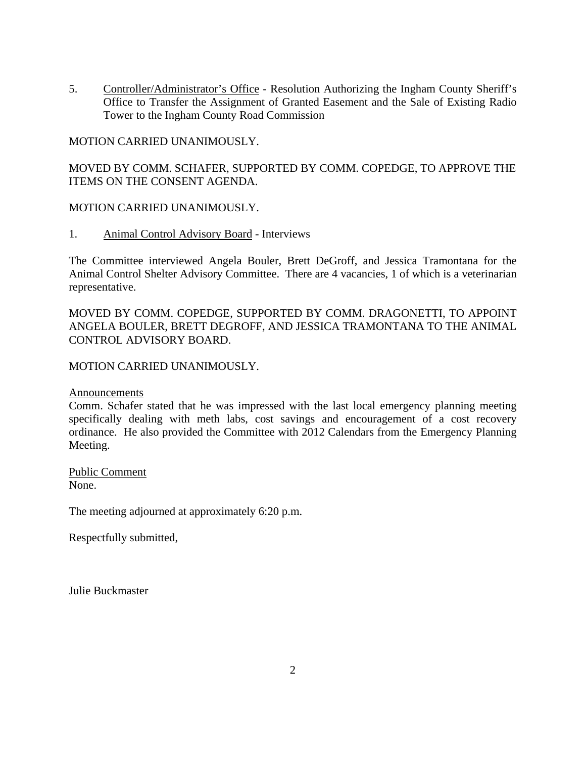5. Controller/Administrator's Office - Resolution Authorizing the Ingham County Sheriff's Office to Transfer the Assignment of Granted Easement and the Sale of Existing Radio Tower to the Ingham County Road Commission

MOTION CARRIED UNANIMOUSLY.

MOVED BY COMM. SCHAFER, SUPPORTED BY COMM. COPEDGE, TO APPROVE THE ITEMS ON THE CONSENT AGENDA.

MOTION CARRIED UNANIMOUSLY.

1. Animal Control Advisory Board - Interviews

The Committee interviewed Angela Bouler, Brett DeGroff, and Jessica Tramontana for the Animal Control Shelter Advisory Committee. There are 4 vacancies, 1 of which is a veterinarian representative.

MOVED BY COMM. COPEDGE, SUPPORTED BY COMM. DRAGONETTI, TO APPOINT ANGELA BOULER, BRETT DEGROFF, AND JESSICA TRAMONTANA TO THE ANIMAL CONTROL ADVISORY BOARD.

MOTION CARRIED UNANIMOUSLY.

Announcements

Comm. Schafer stated that he was impressed with the last local emergency planning meeting specifically dealing with meth labs, cost savings and encouragement of a cost recovery ordinance. He also provided the Committee with 2012 Calendars from the Emergency Planning Meeting.

Public Comment

None.

The meeting adjourned at approximately 6:20 p.m.

Respectfully submitted,

Julie Buckmaster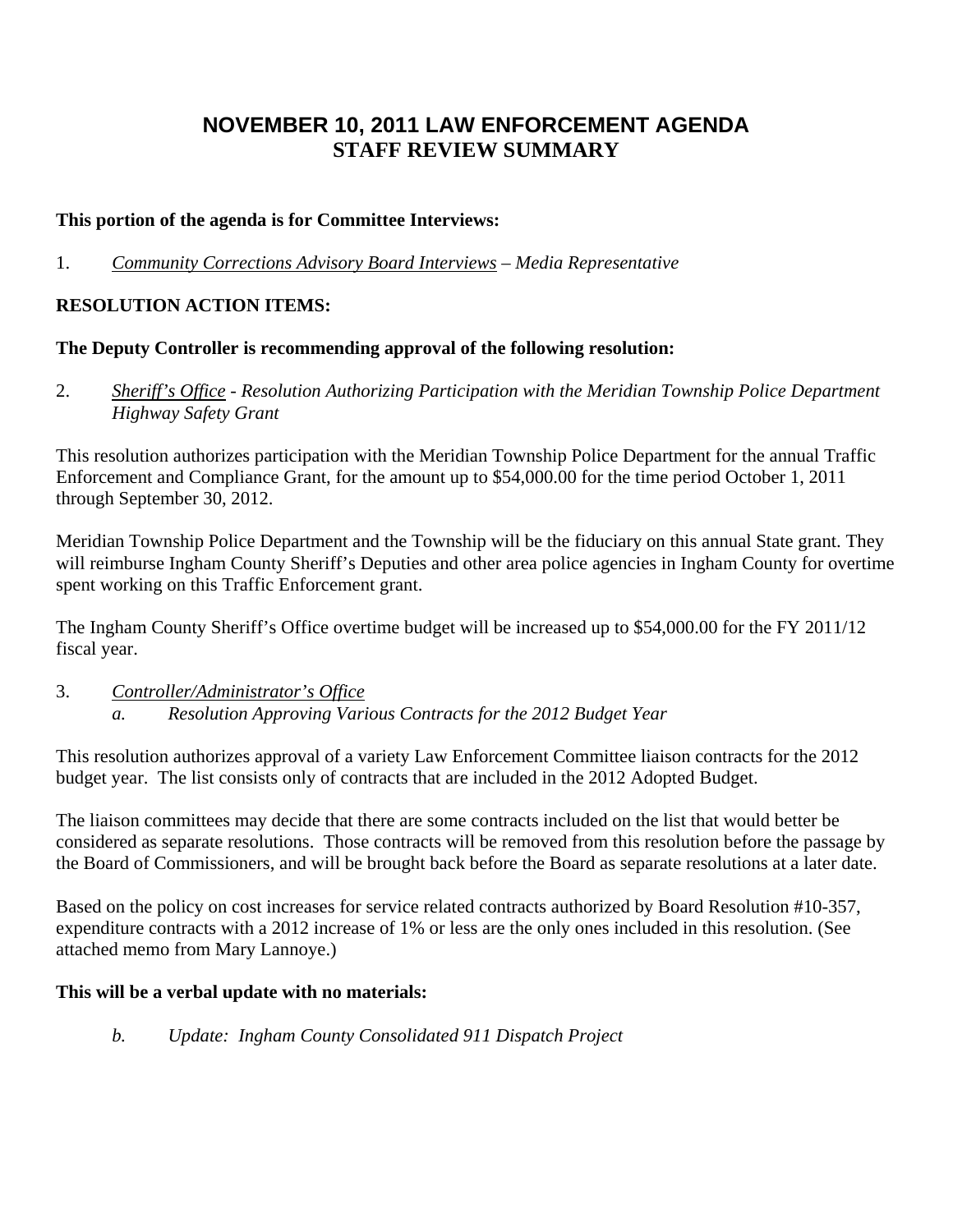# NOVEMBER 10, 2011 LAW ENFORCEMENT AGENDA
## STAFF REVIEW SUMMARY

**This portion of the agenda is for Committee Interviews:**

1. *Community Corrections Advisory Board Interviews – Media Representative*

**RESOLUTION ACTION ITEMS:**

**The Deputy Controller is recommending approval of the following resolution:**

2. *Sheriff's Office - Resolution Authorizing Participation with the Meridian Township Police Department Highway Safety Grant*

This resolution authorizes participation with the Meridian Township Police Department for the annual Traffic Enforcement and Compliance Grant, for the amount up to $54,000.00 for the time period October 1, 2011 through September 30, 2012.

Meridian Township Police Department and the Township will be the fiduciary on this annual State grant. They will reimburse Ingham County Sheriff's Deputies and other area police agencies in Ingham County for overtime spent working on this Traffic Enforcement grant.

The Ingham County Sheriff's Office overtime budget will be increased up to $54,000.00 for the FY 2011/12 fiscal year.

3. *Controller/Administrator's Office*
   *a. Resolution Approving Various Contracts for the 2012 Budget Year*

This resolution authorizes approval of a variety Law Enforcement Committee liaison contracts for the 2012 budget year. The list consists only of contracts that are included in the 2012 Adopted Budget.

The liaison committees may decide that there are some contracts included on the list that would better be considered as separate resolutions. Those contracts will be removed from this resolution before the passage by the Board of Commissioners, and will be brought back before the Board as separate resolutions at a later date.

Based on the policy on cost increases for service related contracts authorized by Board Resolution #10-357, expenditure contracts with a 2012 increase of 1% or less are the only ones included in this resolution. (See attached memo from Mary Lannoye.)

**This will be a verbal update with no materials:**

   *b. Update: Ingham County Consolidated 911 Dispatch Project*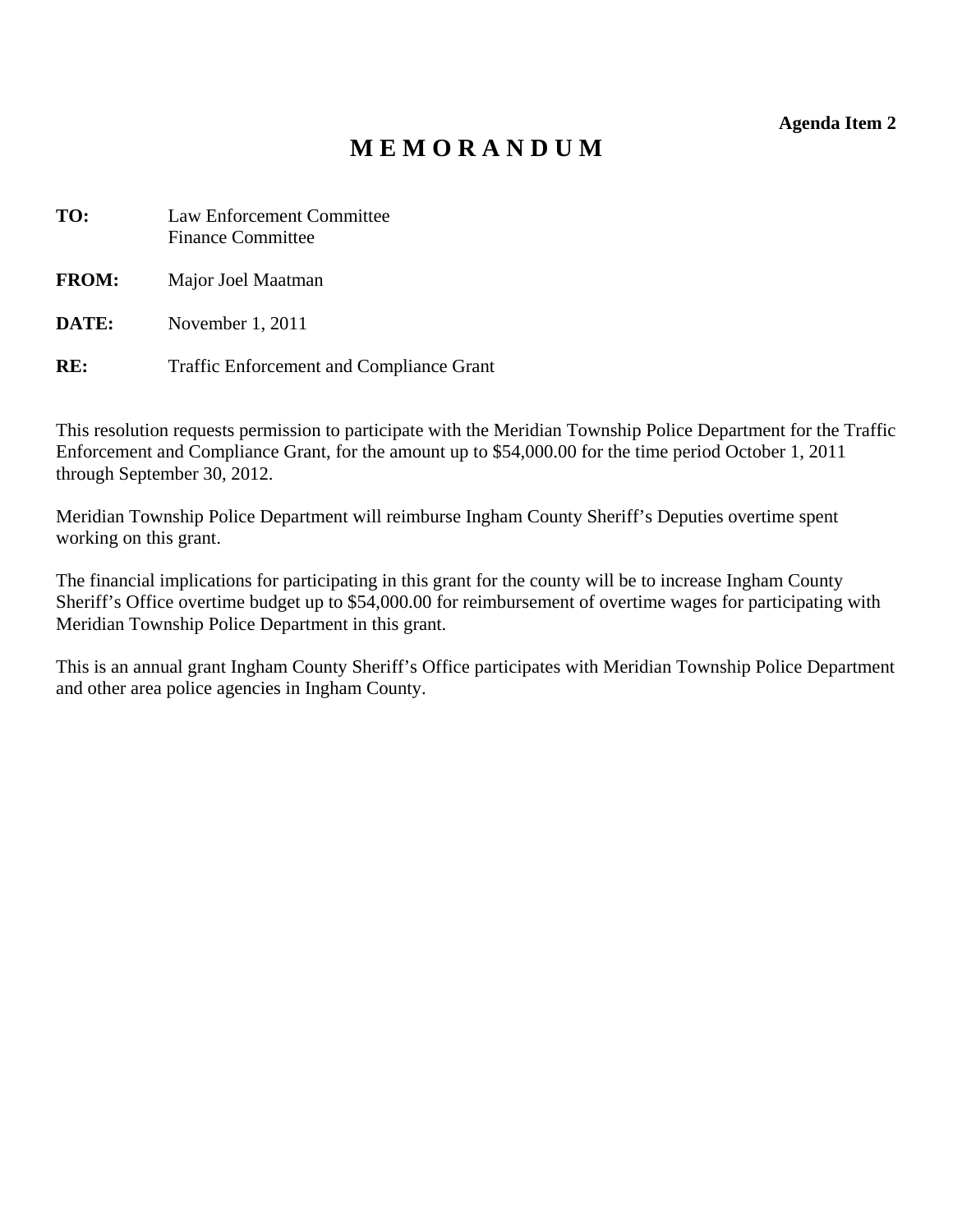**Agenda Item 2**

# M E M O R A N D U M

**TO:** Law Enforcement Committee
Finance Committee

**FROM:** Major Joel Maatman

**DATE:** November 1, 2011

**RE:** Traffic Enforcement and Compliance Grant

This resolution requests permission to participate with the Meridian Township Police Department for the Traffic Enforcement and Compliance Grant, for the amount up to $54,000.00 for the time period October 1, 2011 through September 30, 2012.

Meridian Township Police Department will reimburse Ingham County Sheriff's Deputies overtime spent working on this grant.

The financial implications for participating in this grant for the county will be to increase Ingham County Sheriff's Office overtime budget up to $54,000.00 for reimbursement of overtime wages for participating with Meridian Township Police Department in this grant.

This is an annual grant Ingham County Sheriff's Office participates with Meridian Township Police Department and other area police agencies in Ingham County.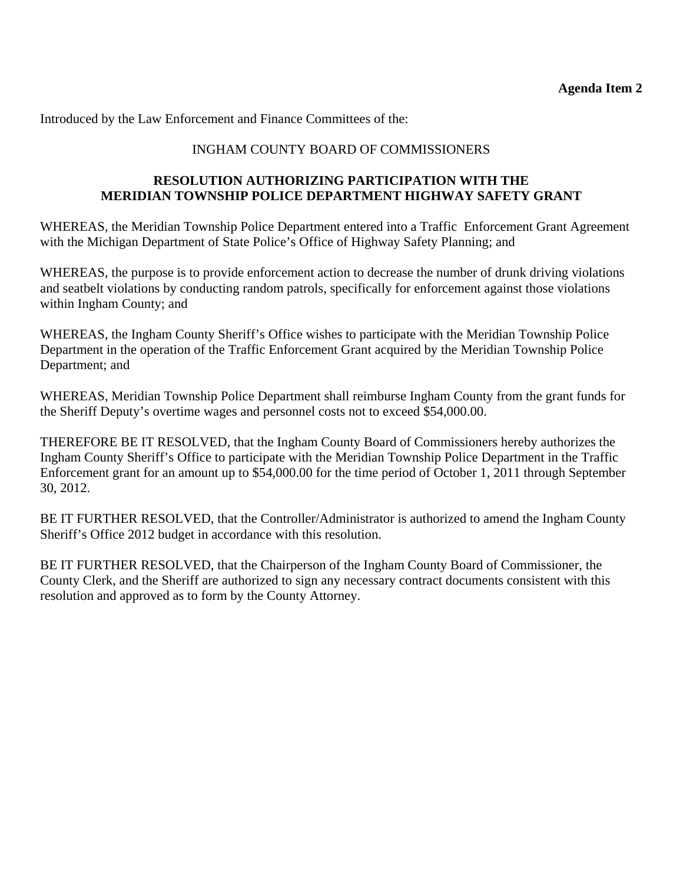**Agenda Item 2**

Introduced by the Law Enforcement and Finance Committees of the:

INGHAM COUNTY BOARD OF COMMISSIONERS

**RESOLUTION AUTHORIZING PARTICIPATION WITH THE MERIDIAN TOWNSHIP POLICE DEPARTMENT HIGHWAY SAFETY GRANT**

WHEREAS, the Meridian Township Police Department entered into a Traffic Enforcement Grant Agreement with the Michigan Department of State Police's Office of Highway Safety Planning; and

WHEREAS, the purpose is to provide enforcement action to decrease the number of drunk driving violations and seatbelt violations by conducting random patrols, specifically for enforcement against those violations within Ingham County; and

WHEREAS, the Ingham County Sheriff's Office wishes to participate with the Meridian Township Police Department in the operation of the Traffic Enforcement Grant acquired by the Meridian Township Police Department; and

WHEREAS, Meridian Township Police Department shall reimburse Ingham County from the grant funds for the Sheriff Deputy's overtime wages and personnel costs not to exceed $54,000.00.

THEREFORE BE IT RESOLVED, that the Ingham County Board of Commissioners hereby authorizes the Ingham County Sheriff's Office to participate with the Meridian Township Police Department in the Traffic Enforcement grant for an amount up to $54,000.00 for the time period of October 1, 2011 through September 30, 2012.

BE IT FURTHER RESOLVED, that the Controller/Administrator is authorized to amend the Ingham County Sheriff's Office 2012 budget in accordance with this resolution.

BE IT FURTHER RESOLVED, that the Chairperson of the Ingham County Board of Commissioner, the County Clerk, and the Sheriff are authorized to sign any necessary contract documents consistent with this resolution and approved as to form by the County Attorney.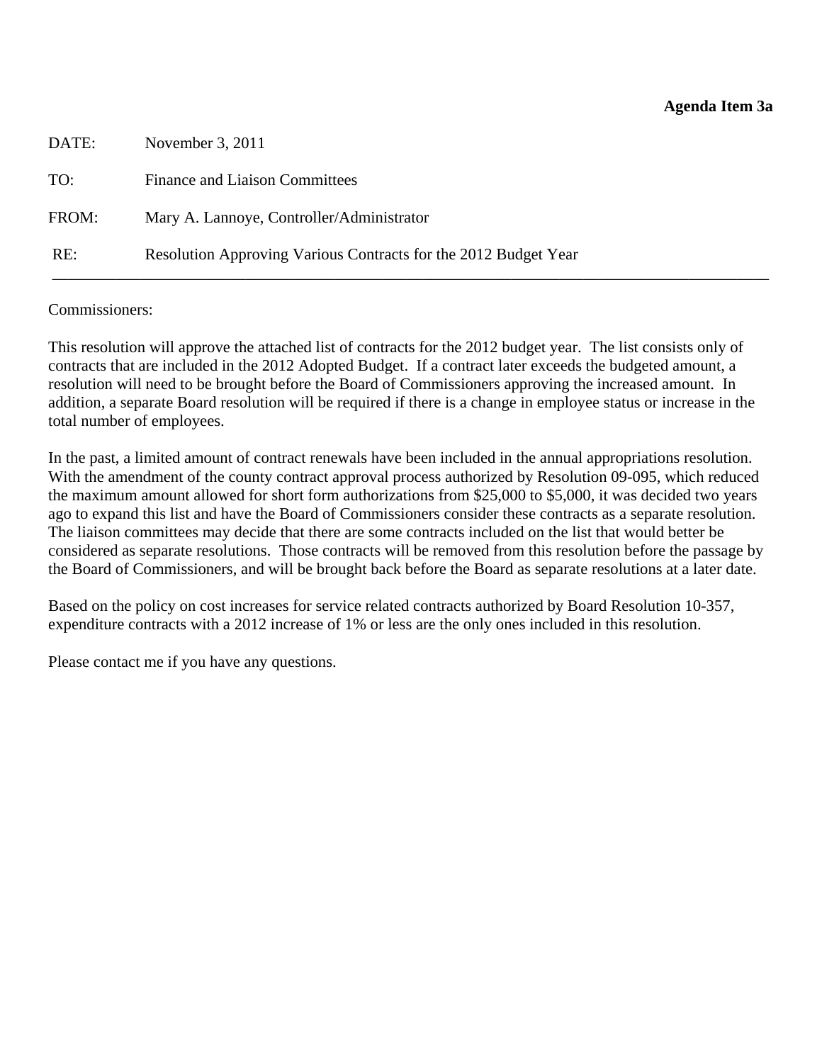**Agenda Item 3a**

DATE: November 3, 2011

TO: Finance and Liaison Committees

FROM: Mary A. Lannoye, Controller/Administrator

RE: Resolution Approving Various Contracts for the 2012 Budget Year

---

Commissioners:

This resolution will approve the attached list of contracts for the 2012 budget year. The list consists only of contracts that are included in the 2012 Adopted Budget. If a contract later exceeds the budgeted amount, a resolution will need to be brought before the Board of Commissioners approving the increased amount. In addition, a separate Board resolution will be required if there is a change in employee status or increase in the total number of employees.

In the past, a limited amount of contract renewals have been included in the annual appropriations resolution. With the amendment of the county contract approval process authorized by Resolution 09-095, which reduced the maximum amount allowed for short form authorizations from $25,000 to $5,000, it was decided two years ago to expand this list and have the Board of Commissioners consider these contracts as a separate resolution. The liaison committees may decide that there are some contracts included on the list that would better be considered as separate resolutions. Those contracts will be removed from this resolution before the passage by the Board of Commissioners, and will be brought back before the Board as separate resolutions at a later date.

Based on the policy on cost increases for service related contracts authorized by Board Resolution 10-357, expenditure contracts with a 2012 increase of 1% or less are the only ones included in this resolution.

Please contact me if you have any questions.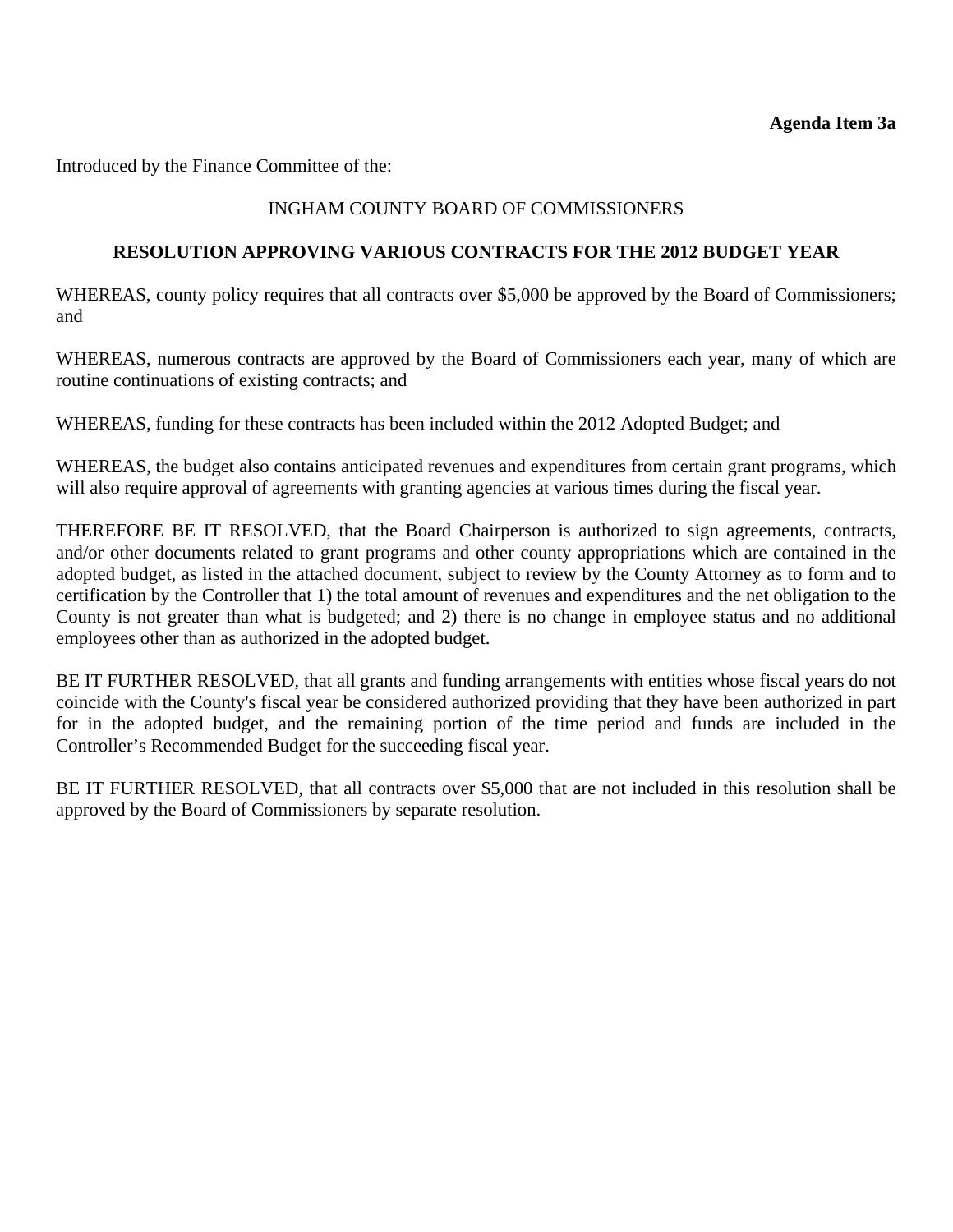**Agenda Item 3a**

Introduced by the Finance Committee of the:

INGHAM COUNTY BOARD OF COMMISSIONERS

## RESOLUTION APPROVING VARIOUS CONTRACTS FOR THE 2012 BUDGET YEAR

WHEREAS, county policy requires that all contracts over $5,000 be approved by the Board of Commissioners; and

WHEREAS, numerous contracts are approved by the Board of Commissioners each year, many of which are routine continuations of existing contracts; and

WHEREAS, funding for these contracts has been included within the 2012 Adopted Budget; and

WHEREAS, the budget also contains anticipated revenues and expenditures from certain grant programs, which will also require approval of agreements with granting agencies at various times during the fiscal year.

THEREFORE BE IT RESOLVED, that the Board Chairperson is authorized to sign agreements, contracts, and/or other documents related to grant programs and other county appropriations which are contained in the adopted budget, as listed in the attached document, subject to review by the County Attorney as to form and to certification by the Controller that 1) the total amount of revenues and expenditures and the net obligation to the County is not greater than what is budgeted; and 2) there is no change in employee status and no additional employees other than as authorized in the adopted budget.

BE IT FURTHER RESOLVED, that all grants and funding arrangements with entities whose fiscal years do not coincide with the County's fiscal year be considered authorized providing that they have been authorized in part for in the adopted budget, and the remaining portion of the time period and funds are included in the Controller's Recommended Budget for the succeeding fiscal year.

BE IT FURTHER RESOLVED, that all contracts over $5,000 that are not included in this resolution shall be approved by the Board of Commissioners by separate resolution.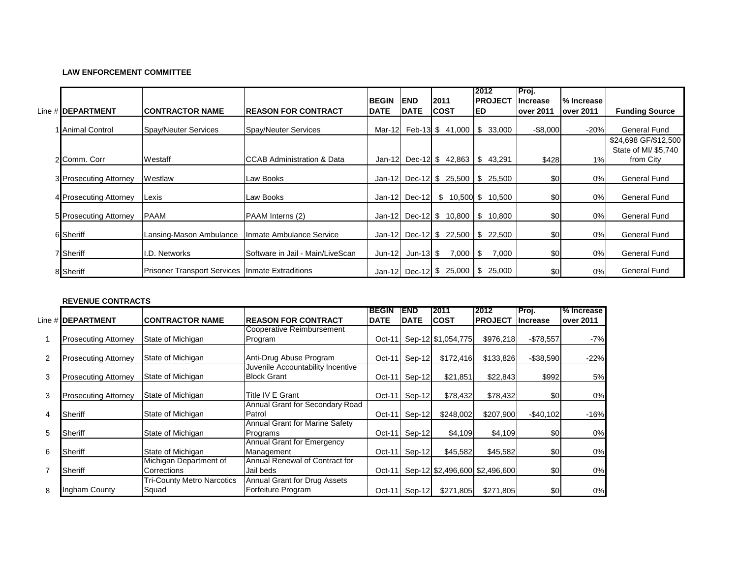**LAW ENFORCEMENT COMMITTEE**

| Line # | DEPARTMENT | CONTRACTOR NAME | REASON FOR CONTRACT | BEGIN DATE | END DATE | 2011 COST | 2012 PROJECTED | Proj. Increase over 2011 | % Increase over 2011 | Funding Source |
|---|---|---|---|---|---|---|---|---|---|---|
| 1 | Animal Control | Spay/Neuter Services | Spay/Neuter Services | Mar-12 | Feb-13 | $ 41,000 | $ 33,000 | -$8,000 | -20% | General Fund |
| 2 | Comm. Corr | Westaff | CCAB Administration & Data | Jan-12 | Dec-12 | $ 42,863 | $ 43,291 | $428 | 1% | $24,698 GF/$12,500 State of MI/ $5,740 from City |
| 3 | Prosecuting Attorney | Westlaw | Law Books | Jan-12 | Dec-12 | $ 25,500 | $ 25,500 | $0 | 0% | General Fund |
| 4 | Prosecuting Attorney | Lexis | Law Books | Jan-12 | Dec-12 | $ 10,500 | $ 10,500 | $0 | 0% | General Fund |
| 5 | Prosecuting Attorney | PAAM | PAAM Interns (2) | Jan-12 | Dec-12 | $ 10,800 | $ 10,800 | $0 | 0% | General Fund |
| 6 | Sheriff | Lansing-Mason Ambulance | Inmate Ambulance Service | Jan-12 | Dec-12 | $ 22,500 | $ 22,500 | $0 | 0% | General Fund |
| 7 | Sheriff | I.D. Networks | Software in Jail - Main/LiveScan | Jun-12 | Jun-13 | $ 7,000 | $ 7,000 | $0 | 0% | General Fund |
| 8 | Sheriff | Prisoner Transport Services | Inmate Extraditions | Jan-12 | Dec-12 | $ 25,000 | $ 25,000 | $0 | 0% | General Fund |

**REVENUE CONTRACTS**

| Line # | DEPARTMENT | CONTRACTOR NAME | REASON FOR CONTRACT | BEGIN DATE | END DATE | 2011 COST | 2012 PROJECT | Proj. Increase | % Increase over 2011 |
|---|---|---|---|---|---|---|---|---|---|
| 1 | Prosecuting Attorney | State of Michigan | Cooperative Reimbursement Program | Oct-11 | Sep-12 | $1,054,775 | $976,218 | -$78,557 | -7% |
| 2 | Prosecuting Attorney | State of Michigan | Anti-Drug Abuse Program | Oct-11 | Sep-12 | $172,416 | $133,826 | -$38,590 | -22% |
| 3 | Prosecuting Attorney | State of Michigan | Juvenile Accountability Incentive Block Grant | Oct-11 | Sep-12 | $21,851 | $22,843 | $992 | 5% |
| 3 | Prosecuting Attorney | State of Michigan | Title IV E Grant | Oct-11 | Sep-12 | $78,432 | $78,432 | $0 | 0% |
| 4 | Sheriff | State of Michigan | Annual Grant for Secondary Road Patrol | Oct-11 | Sep-12 | $248,002 | $207,900 | -$40,102 | -16% |
| 5 | Sheriff | State of Michigan | Annual Grant for Marine Safety Programs | Oct-11 | Sep-12 | $4,109 | $4,109 | $0 | 0% |
| 6 | Sheriff | State of Michigan | Annual Grant for Emergency Management | Oct-11 | Sep-12 | $45,582 | $45,582 | $0 | 0% |
| 7 | Sheriff | Michigan Department of Corrections | Annual Renewal of Contract for Jail beds | Oct-11 | Sep-12 | $2,496,600 | $2,496,600 | $0 | 0% |
| 8 | Ingham County | Tri-County Metro Narcotics Squad | Annual Grant for Drug Assets Forfeiture Program | Oct-11 | Sep-12 | $271,805 | $271,805 | $0 | 0% |